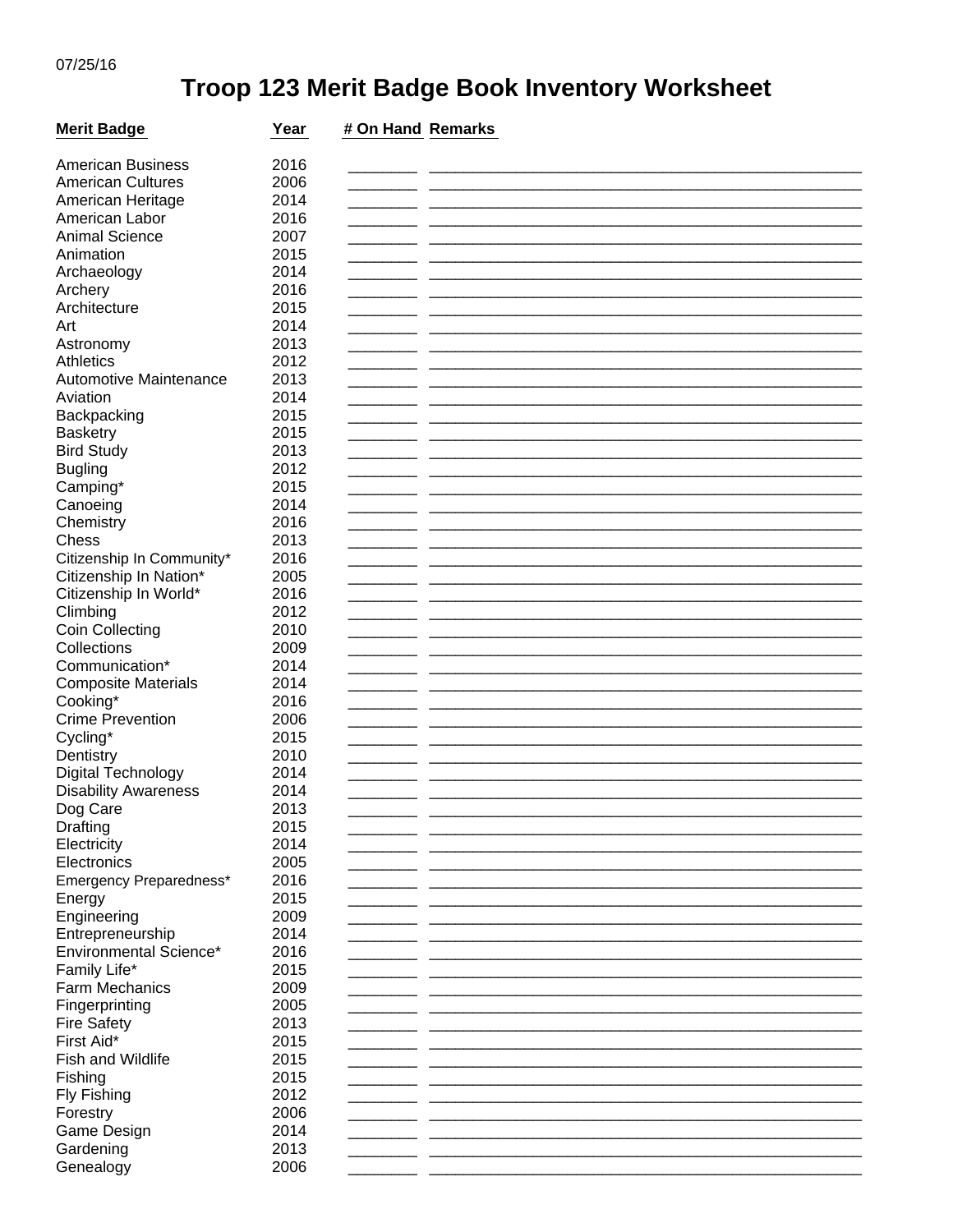07/25/16

# Troop 123 Merit Badge Book Inventory Worksheet

| Merit Badge | Year | # On Hand | Remarks |
|---|---|---|---|
| American Business | 2016 | | |
| American Cultures | 2006 | | |
| American Heritage | 2014 | | |
| American Labor | 2016 | | |
| Animal Science | 2007 | | |
| Animation | 2015 | | |
| Archaeology | 2014 | | |
| Archery | 2016 | | |
| Architecture | 2015 | | |
| Art | 2014 | | |
| Astronomy | 2013 | | |
| Athletics | 2012 | | |
| Automotive Maintenance | 2013 | | |
| Aviation | 2014 | | |
| Backpacking | 2015 | | |
| Basketry | 2015 | | |
| Bird Study | 2013 | | |
| Bugling | 2012 | | |
| Camping* | 2015 | | |
| Canoeing | 2014 | | |
| Chemistry | 2016 | | |
| Chess | 2013 | | |
| Citizenship In Community* | 2016 | | |
| Citizenship In Nation* | 2005 | | |
| Citizenship In World* | 2016 | | |
| Climbing | 2012 | | |
| Coin Collecting | 2010 | | |
| Collections | 2009 | | |
| Communication* | 2014 | | |
| Composite Materials | 2014 | | |
| Cooking* | 2016 | | |
| Crime Prevention | 2006 | | |
| Cycling* | 2015 | | |
| Dentistry | 2010 | | |
| Digital Technology | 2014 | | |
| Disability Awareness | 2014 | | |
| Dog Care | 2013 | | |
| Drafting | 2015 | | |
| Electricity | 2014 | | |
| Electronics | 2005 | | |
| Emergency Preparedness* | 2016 | | |
| Energy | 2015 | | |
| Engineering | 2009 | | |
| Entrepreneurship | 2014 | | |
| Environmental Science* | 2016 | | |
| Family Life* | 2015 | | |
| Farm Mechanics | 2009 | | |
| Fingerprinting | 2005 | | |
| Fire Safety | 2013 | | |
| First Aid* | 2015 | | |
| Fish and Wildlife | 2015 | | |
| Fishing | 2015 | | |
| Fly Fishing | 2012 | | |
| Forestry | 2006 | | |
| Game Design | 2014 | | |
| Gardening | 2013 | | |
| Genealogy | 2006 | | |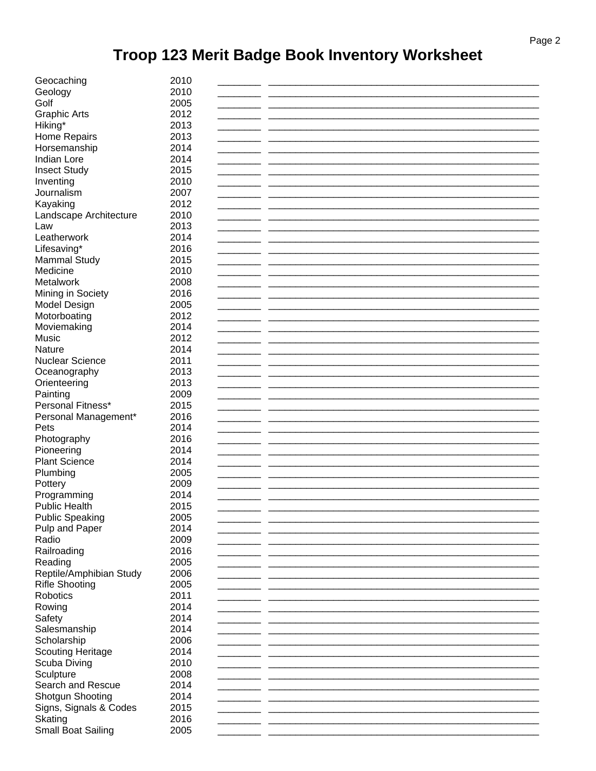# Troop 123 Merit Badge Book Inventory Worksheet

| Merit Badge | Year | | |
|---|---|---|---|
| Geocaching | 2010 | ________ | ______________________________________________________ |
| Geology | 2010 | ________ | ______________________________________________________ |
| Golf | 2005 | ________ | ______________________________________________________ |
| Graphic Arts | 2012 | ________ | ______________________________________________________ |
| Hiking* | 2013 | ________ | ______________________________________________________ |
| Home Repairs | 2013 | ________ | ______________________________________________________ |
| Horsemanship | 2014 | ________ | ______________________________________________________ |
| Indian Lore | 2014 | ________ | ______________________________________________________ |
| Insect Study | 2015 | ________ | ______________________________________________________ |
| Inventing | 2010 | ________ | ______________________________________________________ |
| Journalism | 2007 | ________ | ______________________________________________________ |
| Kayaking | 2012 | ________ | ______________________________________________________ |
| Landscape Architecture | 2010 | ________ | ______________________________________________________ |
| Law | 2013 | ________ | ______________________________________________________ |
| Leatherwork | 2014 | ________ | ______________________________________________________ |
| Lifesaving* | 2016 | ________ | ______________________________________________________ |
| Mammal Study | 2015 | ________ | ______________________________________________________ |
| Medicine | 2010 | ________ | ______________________________________________________ |
| Metalwork | 2008 | ________ | ______________________________________________________ |
| Mining in Society | 2016 | ________ | ______________________________________________________ |
| Model Design | 2005 | ________ | ______________________________________________________ |
| Motorboating | 2012 | ________ | ______________________________________________________ |
| Moviemaking | 2014 | ________ | ______________________________________________________ |
| Music | 2012 | ________ | ______________________________________________________ |
| Nature | 2014 | ________ | ______________________________________________________ |
| Nuclear Science | 2011 | ________ | ______________________________________________________ |
| Oceanography | 2013 | ________ | ______________________________________________________ |
| Orienteering | 2013 | ________ | ______________________________________________________ |
| Painting | 2009 | ________ | ______________________________________________________ |
| Personal Fitness* | 2015 | ________ | ______________________________________________________ |
| Personal Management* | 2016 | ________ | ______________________________________________________ |
| Pets | 2014 | ________ | ______________________________________________________ |
| Photography | 2016 | ________ | ______________________________________________________ |
| Pioneering | 2014 | ________ | ______________________________________________________ |
| Plant Science | 2014 | ________ | ______________________________________________________ |
| Plumbing | 2005 | ________ | ______________________________________________________ |
| Pottery | 2009 | ________ | ______________________________________________________ |
| Programming | 2014 | ________ | ______________________________________________________ |
| Public Health | 2015 | ________ | ______________________________________________________ |
| Public Speaking | 2005 | ________ | ______________________________________________________ |
| Pulp and Paper | 2014 | ________ | ______________________________________________________ |
| Radio | 2009 | ________ | ______________________________________________________ |
| Railroading | 2016 | ________ | ______________________________________________________ |
| Reading | 2005 | ________ | ______________________________________________________ |
| Reptile/Amphibian Study | 2006 | ________ | ______________________________________________________ |
| Rifle Shooting | 2005 | ________ | ______________________________________________________ |
| Robotics | 2011 | ________ | ______________________________________________________ |
| Rowing | 2014 | ________ | ______________________________________________________ |
| Safety | 2014 | ________ | ______________________________________________________ |
| Salesmanship | 2014 | ________ | ______________________________________________________ |
| Scholarship | 2006 | ________ | ______________________________________________________ |
| Scouting Heritage | 2014 | ________ | ______________________________________________________ |
| Scuba Diving | 2010 | ________ | ______________________________________________________ |
| Sculpture | 2008 | ________ | ______________________________________________________ |
| Search and Rescue | 2014 | ________ | ______________________________________________________ |
| Shotgun Shooting | 2014 | ________ | ______________________________________________________ |
| Signs, Signals & Codes | 2015 | ________ | ______________________________________________________ |
| Skating | 2016 | ________ | ______________________________________________________ |
| Small Boat Sailing | 2005 | ________ | ______________________________________________________ |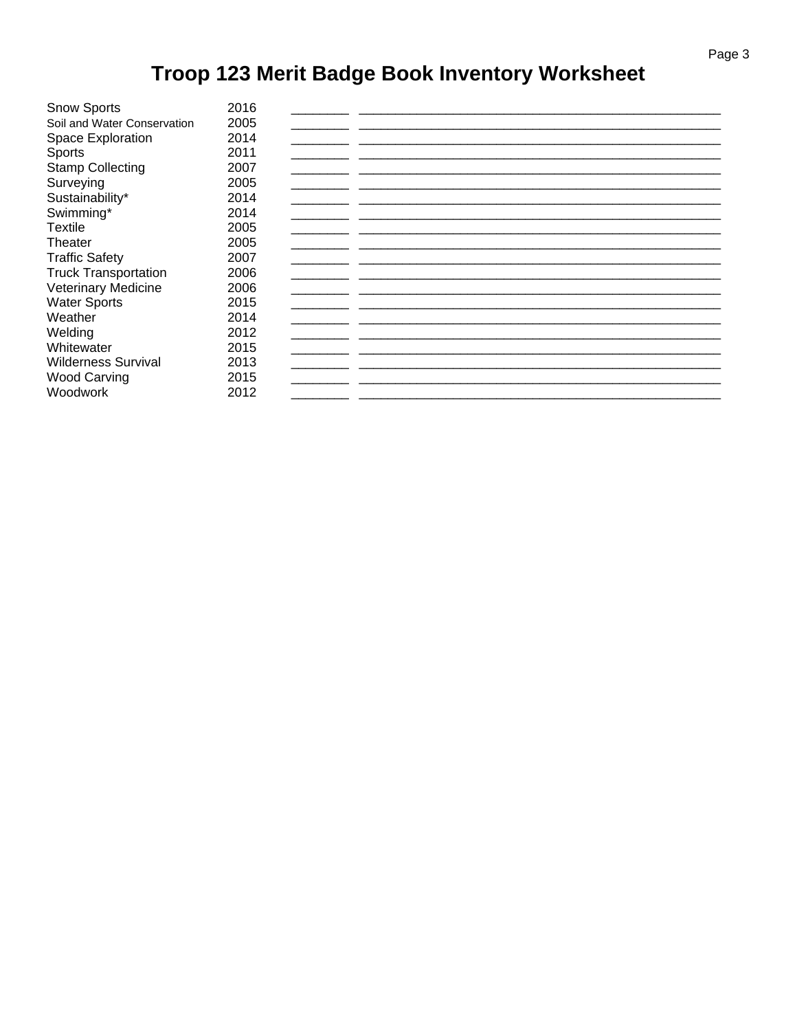# Troop 123 Merit Badge Book Inventory Worksheet

| | | | |
|---|---|---|---|
| Snow Sports | 2016 | ________ | ______________________________________________________ |
| Soil and Water Conservation | 2005 | ________ | ______________________________________________________ |
| Space Exploration | 2014 | ________ | ______________________________________________________ |
| Sports | 2011 | ________ | ______________________________________________________ |
| Stamp Collecting | 2007 | ________ | ______________________________________________________ |
| Surveying | 2005 | ________ | ______________________________________________________ |
| Sustainability* | 2014 | ________ | ______________________________________________________ |
| Swimming* | 2014 | ________ | ______________________________________________________ |
| Textile | 2005 | ________ | ______________________________________________________ |
| Theater | 2005 | ________ | ______________________________________________________ |
| Traffic Safety | 2007 | ________ | ______________________________________________________ |
| Truck Transportation | 2006 | ________ | ______________________________________________________ |
| Veterinary Medicine | 2006 | ________ | ______________________________________________________ |
| Water Sports | 2015 | ________ | ______________________________________________________ |
| Weather | 2014 | ________ | ______________________________________________________ |
| Welding | 2012 | ________ | ______________________________________________________ |
| Whitewater | 2015 | ________ | ______________________________________________________ |
| Wilderness Survival | 2013 | ________ | ______________________________________________________ |
| Wood Carving | 2015 | ________ | ______________________________________________________ |
| Woodwork | 2012 | ________ | ______________________________________________________ |